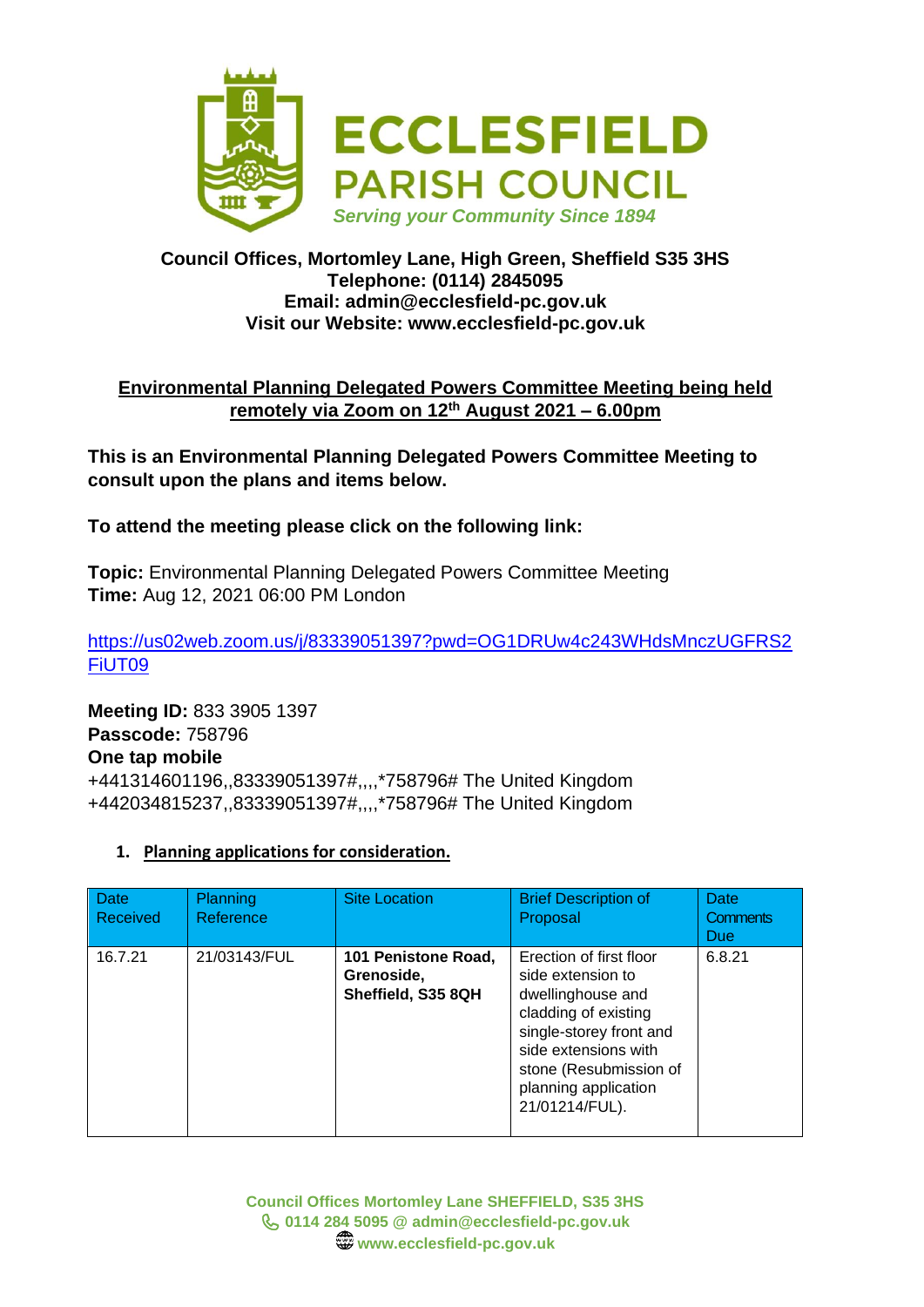# ECCLESFIELD PARISH COUNCIL

*Serving your Community Since 1894*

**Council Offices, Mortomley Lane, High Green, Sheffield S35 3HS**
**Telephone: (0114) 2845095**
**Email: admin@ecclesfield-pc.gov.uk**
**Visit our Website: www.ecclesfield-pc.gov.uk**

## Environmental Planning Delegated Powers Committee Meeting being held remotely via Zoom on 12th August 2021 – 6.00pm

**This is an Environmental Planning Delegated Powers Committee Meeting to consult upon the plans and items below.**

**To attend the meeting please click on the following link:**

**Topic:** Environmental Planning Delegated Powers Committee Meeting
**Time:** Aug 12, 2021 06:00 PM London

https://us02web.zoom.us/j/83339051397?pwd=OG1DRUw4c243WHdsMnczUGFRS2FiUT09

**Meeting ID:** 833 3905 1397
**Passcode:** 758796
**One tap mobile**
+441314601196,,83339051397#,,,,*758796# The United Kingdom
+442034815237,,83339051397#,,,,*758796# The United Kingdom

1. **Planning applications for consideration.**

| Date Received | Planning Reference | Site Location | Brief Description of Proposal | Date Comments Due |
|---|---|---|---|---|
| 16.7.21 | 21/03143/FUL | **101 Penistone Road, Grenoside, Sheffield, S35 8QH** | Erection of first floor side extension to dwellinghouse and cladding of existing single-storey front and side extensions with stone (Resubmission of planning application 21/01214/FUL). | 6.8.21 |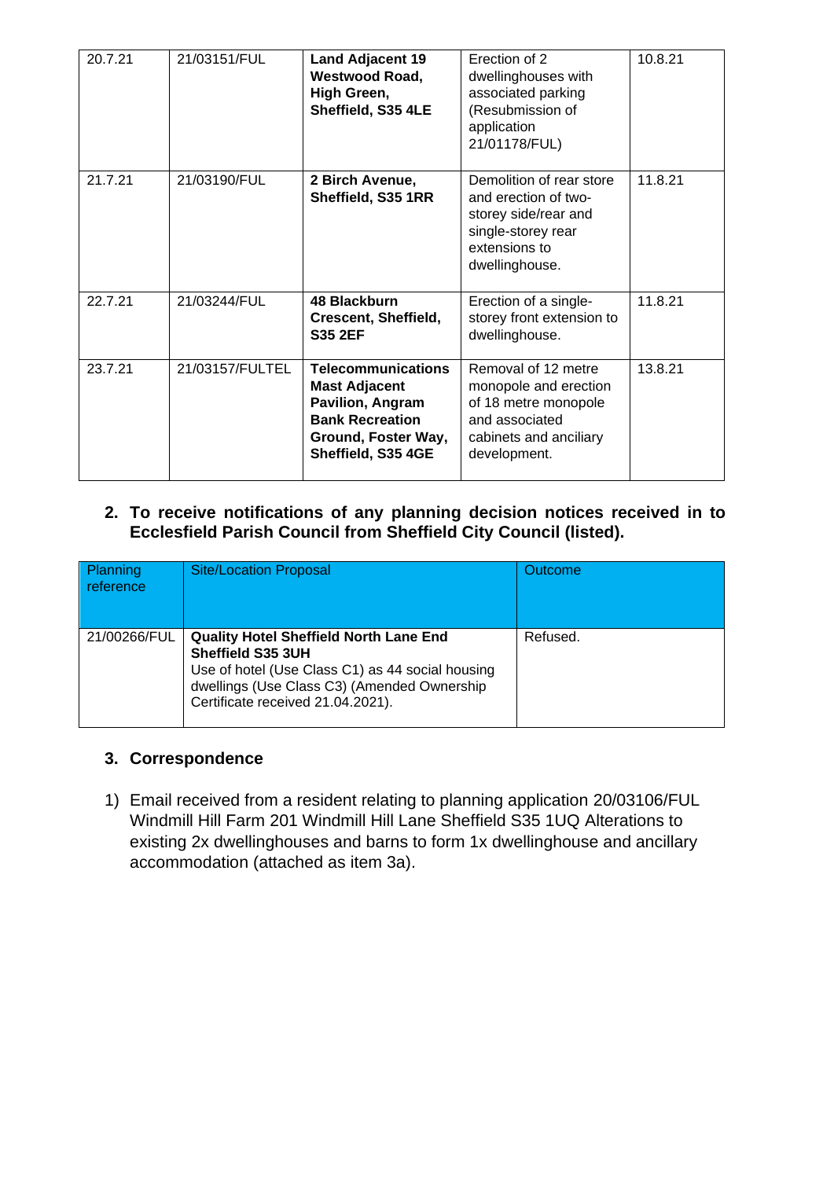| | | | | |
|---|---|---|---|---|
| 20.7.21 | 21/03151/FUL | **Land Adjacent 19 Westwood Road, High Green, Sheffield, S35 4LE** | Erection of 2 dwellinghouses with associated parking (Resubmission of application 21/01178/FUL) | 10.8.21 |
| 21.7.21 | 21/03190/FUL | **2 Birch Avenue, Sheffield, S35 1RR** | Demolition of rear store and erection of two-storey side/rear and single-storey rear extensions to dwellinghouse. | 11.8.21 |
| 22.7.21 | 21/03244/FUL | **48 Blackburn Crescent, Sheffield, S35 2EF** | Erection of a single-storey front extension to dwellinghouse. | 11.8.21 |
| 23.7.21 | 21/03157/FULTEL | **Telecommunications Mast Adjacent Pavilion, Angram Bank Recreation Ground, Foster Way, Sheffield, S35 4GE** | Removal of 12 metre monopole and erection of 18 metre monopole and associated cabinets and anciliary development. | 13.8.21 |

2. **To receive notifications of any planning decision notices received in to Ecclesfield Parish Council from Sheffield City Council (listed).**

| Planning reference | Site/Location Proposal | Outcome |
|---|---|---|
| 21/00266/FUL | **Quality Hotel Sheffield North Lane End Sheffield S35 3UH** Use of hotel (Use Class C1) as 44 social housing dwellings (Use Class C3) (Amended Ownership Certificate received 21.04.2021). | Refused. |

3. **Correspondence**

1) Email received from a resident relating to planning application 20/03106/FUL Windmill Hill Farm 201 Windmill Hill Lane Sheffield S35 1UQ Alterations to existing 2x dwellinghouses and barns to form 1x dwellinghouse and ancillary accommodation (attached as item 3a).